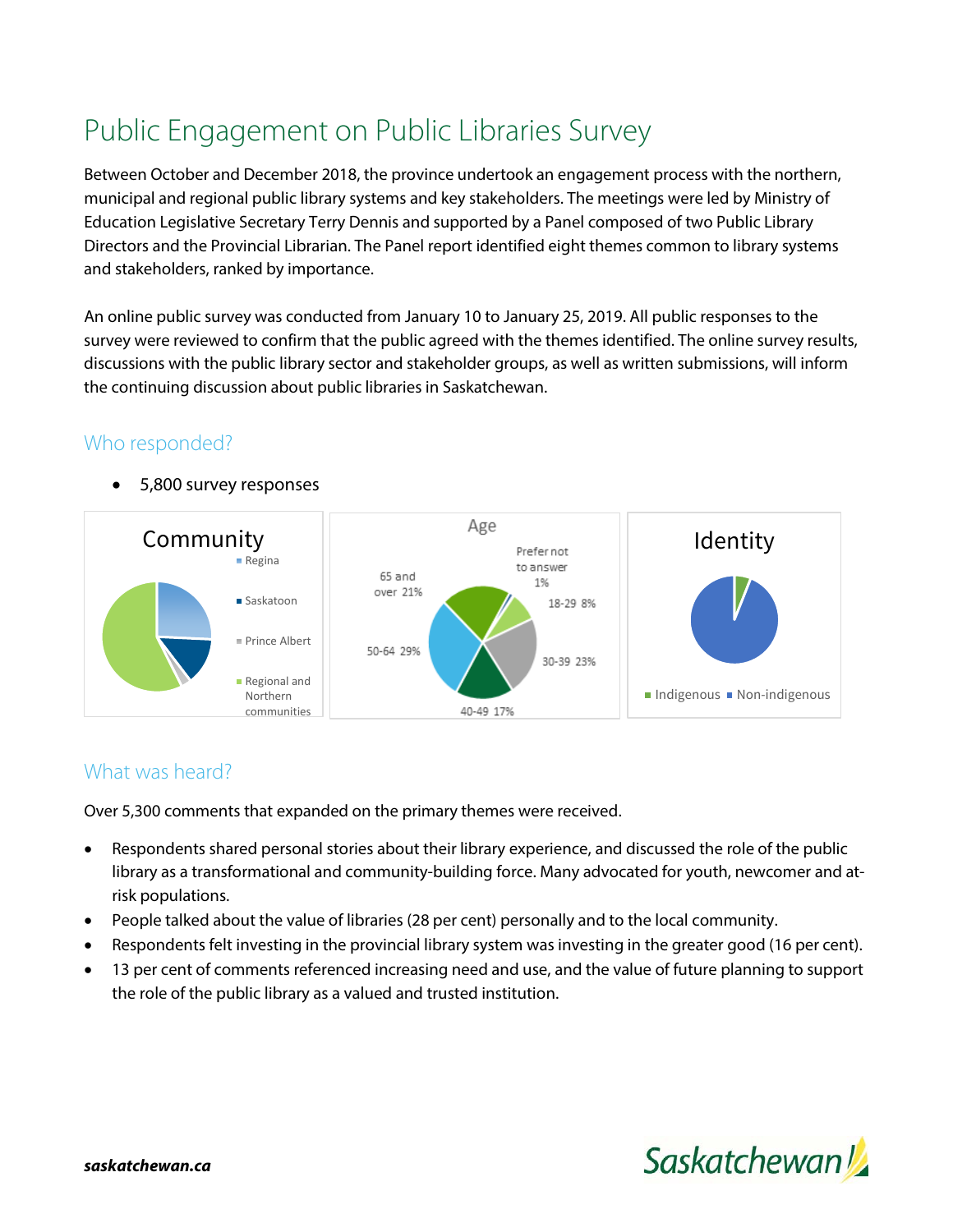# Public Engagement on Public Libraries Survey

Between October and December 2018, the province undertook an engagement process with the northern, municipal and regional public library systems and key stakeholders. The meetings were led by Ministry of Education Legislative Secretary Terry Dennis and supported by a Panel composed of two Public Library Directors and the Provincial Librarian. The Panel report identified eight themes common to library systems and stakeholders, ranked by importance.

An online public survey was conducted from January 10 to January 25, 2019. All public responses to the survey were reviewed to confirm that the public agreed with the themes identified. The online survey results, discussions with the public library sector and stakeholder groups, as well as written submissions, will inform the continuing discussion about public libraries in Saskatchewan.

## Who responded?

- 5,800 survey responses

**Community**

- Regina
- Saskatoon
- Prince Albert
- Regional and Northern communities

**Age**

- Prefer not to answer 1%
- 18-29 8%
- 30-39 23%
- 40-49 17%
- 50-64 29%
- 65 and over 21%

**Identity**

- Indigenous
- Non-indigenous

## What was heard?

Over 5,300 comments that expanded on the primary themes were received.

- Respondents shared personal stories about their library experience, and discussed the role of the public library as a transformational and community-building force. Many advocated for youth, newcomer and at-risk populations.
- People talked about the value of libraries (28 per cent) personally and to the local community.
- Respondents felt investing in the provincial library system was investing in the greater good (16 per cent).
- 13 per cent of comments referenced increasing need and use, and the value of future planning to support the role of the public library as a valued and trusted institution.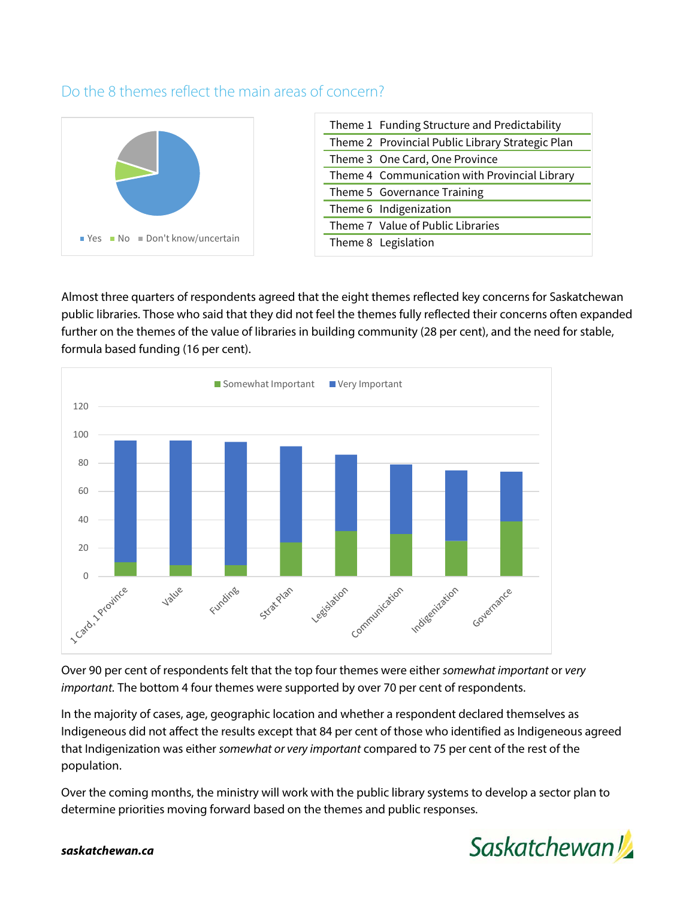## Do the 8 themes reflect the main areas of concern?

Yes
No
Don't know/uncertain

| | |
|---|---|
| Theme 1 | Funding Structure and Predictability |
| Theme 2 | Provincial Public Library Strategic Plan |
| Theme 3 | One Card, One Province |
| Theme 4 | Communication with Provincial Library |
| Theme 5 | Governance Training |
| Theme 6 | Indigenization |
| Theme 7 | Value of Public Libraries |
| Theme 8 | Legislation |

Almost three quarters of respondents agreed that the eight themes reflected key concerns for Saskatchewan public libraries. Those who said that they did not feel the themes fully reflected their concerns often expanded further on the themes of the value of libraries in building community (28 per cent), and the need for stable, formula based funding (16 per cent).

Somewhat Important
Very Important

120
100
80
60
40
20
0

1 Card, 1 Province
Value
Funding
Strat Plan
Legislation
Communication
Indigenization
Governance

Over 90 per cent of respondents felt that the top four themes were either *somewhat important* or *very important*. The bottom 4 four themes were supported by over 70 per cent of respondents.

In the majority of cases, age, geographic location and whether a respondent declared themselves as Indigeneous did not affect the results except that 84 per cent of those who identified as Indigeneous agreed that Indigenization was either *somewhat or very important* compared to 75 per cent of the rest of the population.

Over the coming months, the ministry will work with the public library systems to develop a sector plan to determine priorities moving forward based on the themes and public responses.

***saskatchewan.ca***

Saskatchewan